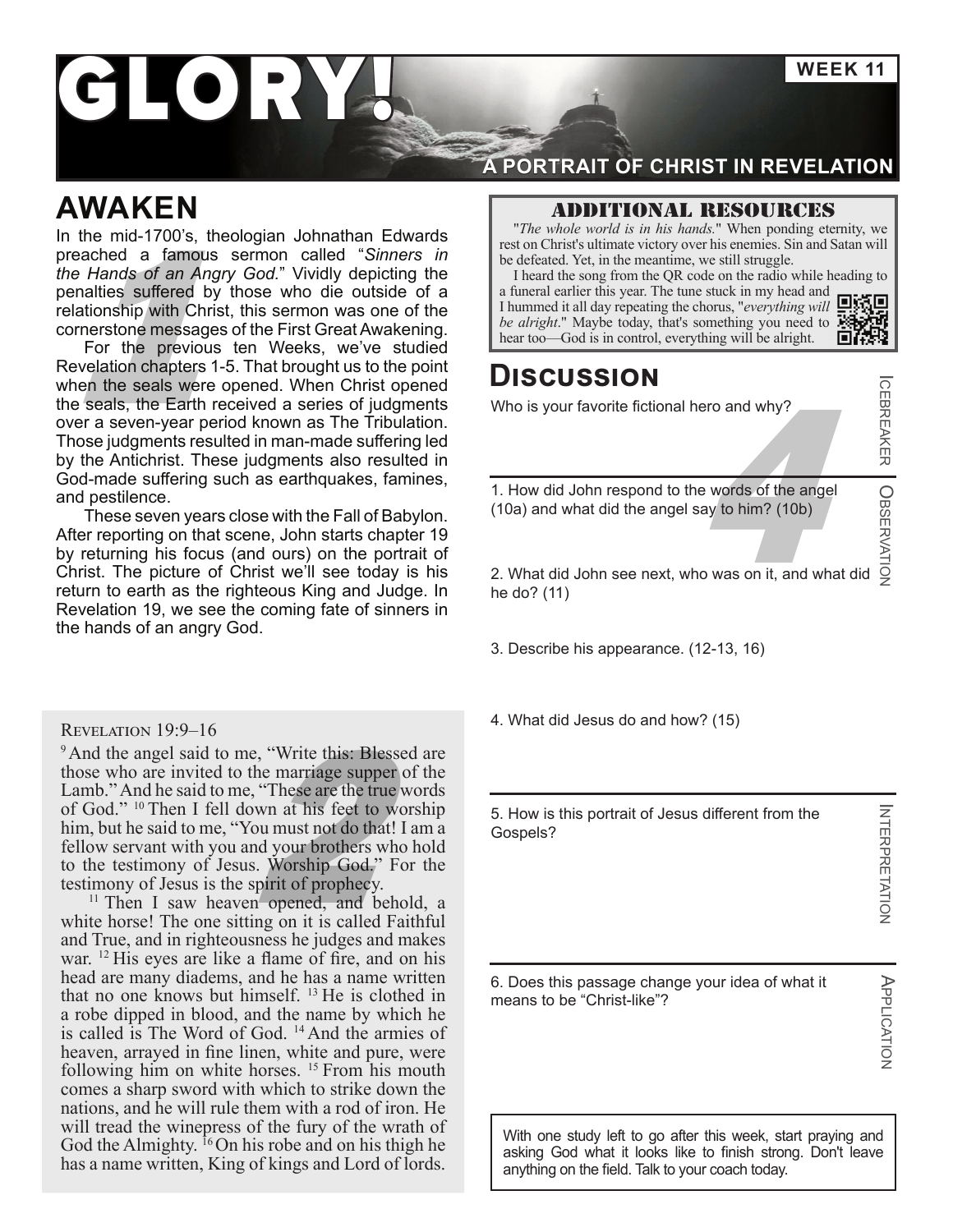# GLORY!

**WEEK 11**

**A PORTRAIT OF CHRIST IN REVELATION**

## AWAKEN

In the mid-1700's, theologian Johnathan Edwards preached a famous sermon called "*Sinners in the Hands of an Angry God.*" Vividly depicting the penalties suffered by those who die outside of a relationship with Christ, this sermon was one of the cornerstone messages of the First Great Awakening.

For the previous ten Weeks, we've studied Revelation chapters 1-5. That brought us to the point when the seals were opened. When Christ opened the seals, the Earth received a series of judgments over a seven-year period known as The Tribulation. Those judgments resulted in man-made suffering led by the Antichrist. These judgments also resulted in God-made suffering such as earthquakes, famines, and pestilence.

These seven years close with the Fall of Babylon. After reporting on that scene, John starts chapter 19 by returning his focus (and ours) on the portrait of Christ. The picture of Christ we'll see today is his return to earth as the righteous King and Judge. In Revelation 19, we see the coming fate of sinners in the hands of an angry God.

### Revelation 19:9–16

[9] And the angel said to me, "Write this: Blessed are those who are invited to the marriage supper of the Lamb." And he said to me, "These are the true words of God." [10] Then I fell down at his feet to worship him, but he said to me, "You must not do that! I am a fellow servant with you and your brothers who hold to the testimony of Jesus. Worship God." For the testimony of Jesus is the spirit of prophecy.

[11] Then I saw heaven opened, and behold, a white horse! The one sitting on it is called Faithful and True, and in righteousness he judges and makes war. [12] His eyes are like a flame of fire, and on his head are many diadems, and he has a name written that no one knows but himself. [13] He is clothed in a robe dipped in blood, and the name by which he is called is The Word of God. [14] And the armies of heaven, arrayed in fine linen, white and pure, were following him on white horses. [15] From his mouth comes a sharp sword with which to strike down the nations, and he will rule them with a rod of iron. He will tread the winepress of the fury of the wrath of God the Almighty. [16] On his robe and on his thigh he has a name written, King of kings and Lord of lords.

### ADDITIONAL RESOURCES

"*The whole world is in his hands.*" When ponding eternity, we rest on Christ's ultimate victory over his enemies. Sin and Satan will be defeated. Yet, in the meantime, we still struggle.

I heard the song from the QR code on the radio while heading to a funeral earlier this year. The tune stuck in my head and I hummed it all day repeating the chorus, "*everything will be alright*." Maybe today, that's something you need to hear too—God is in control, everything will be alright.

## DISCUSSION

**ICEBREAKER**

Who is your favorite fictional hero and why?

**OBSERVATION**

1. How did John respond to the words of the angel (10a) and what did the angel say to him? (10b)

2. What did John see next, who was on it, and what did he do? (11)

3. Describe his appearance. (12-13, 16)

4. What did Jesus do and how? (15)

**INTERPRETATION**

5. How is this portrait of Jesus different from the Gospels?

**APPLICATION**

6. Does this passage change your idea of what it means to be "Christ-like"?

With one study left to go after this week, start praying and asking God what it looks like to finish strong. Don't leave anything on the field. Talk to your coach today.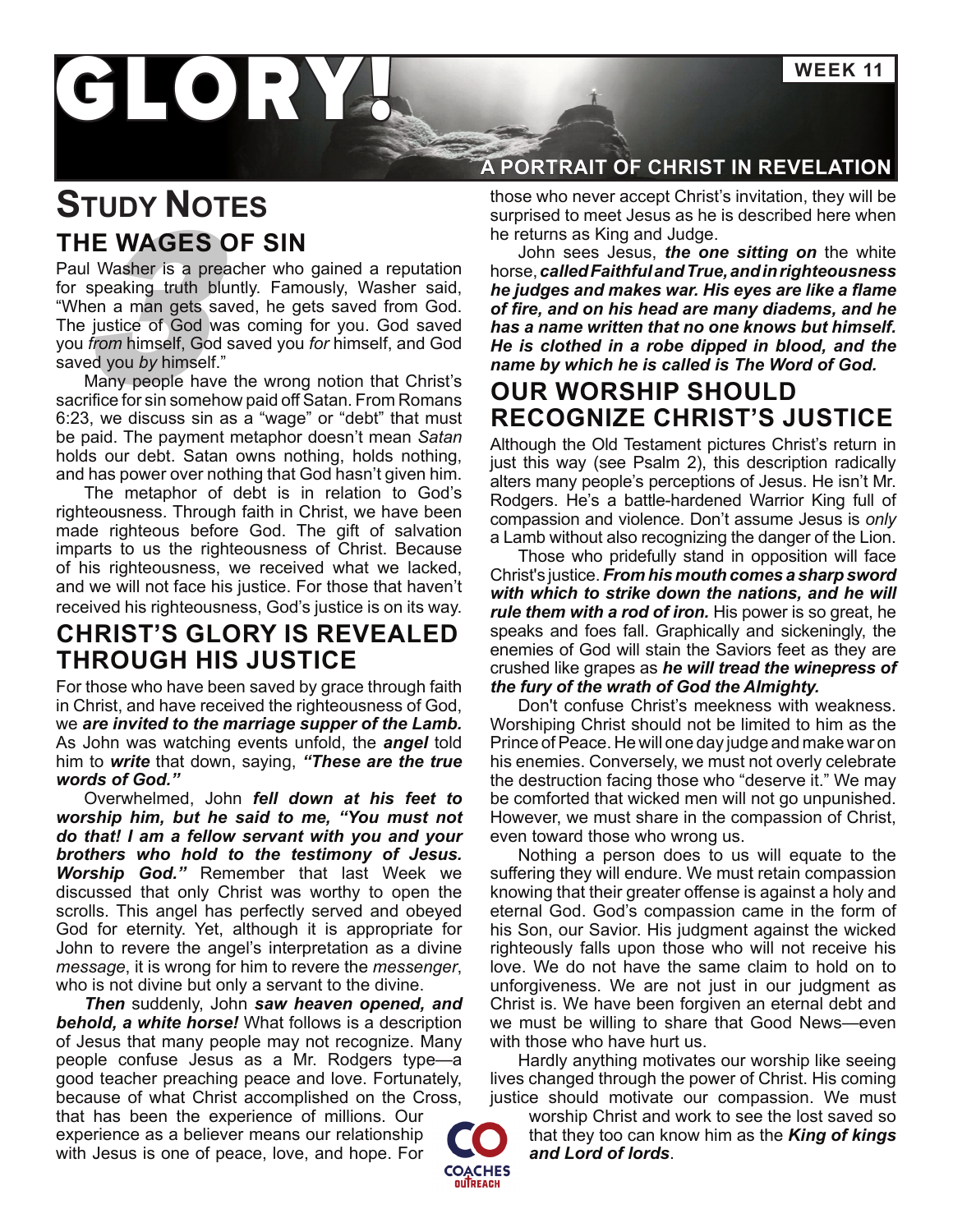# GLORY!

WEEK 11

A PORTRAIT OF CHRIST IN REVELATION

# Study Notes

## THE WAGES OF SIN

Paul Washer is a preacher who gained a reputation for speaking truth bluntly. Famously, Washer said, "When a man gets saved, he gets saved from God. The justice of God was coming for you. God saved you *from* himself, God saved you *for* himself, and God saved you *by* himself."

Many people have the wrong notion that Christ's sacrifice for sin somehow paid off Satan. From Romans 6:23, we discuss sin as a "wage" or "debt" that must be paid. The payment metaphor doesn't mean *Satan* holds our debt. Satan owns nothing, holds nothing, and has power over nothing that God hasn't given him.

The metaphor of debt is in relation to God's righteousness. Through faith in Christ, we have been made righteous before God. The gift of salvation imparts to us the righteousness of Christ. Because of his righteousness, we received what we lacked, and we will not face his justice. For those that haven't received his righteousness, God's justice is on its way.

## CHRIST'S GLORY IS REVEALED THROUGH HIS JUSTICE

For those who have been saved by grace through faith in Christ, and have received the righteousness of God, we ***are invited to the marriage supper of the Lamb.*** As John was watching events unfold, the ***angel*** told him to ***write*** that down, saying, ***"These are the true words of God."***

Overwhelmed, John ***fell down at his feet to worship him, but he said to me, "You must not do that! I am a fellow servant with you and your brothers who hold to the testimony of Jesus. Worship God."*** Remember that last Week we discussed that only Christ was worthy to open the scrolls. This angel has perfectly served and obeyed God for eternity. Yet, although it is appropriate for John to revere the angel's interpretation as a divine *message*, it is wrong for him to revere the *messenger*, who is not divine but only a servant to the divine.

***Then*** suddenly, John ***saw heaven opened, and behold, a white horse!*** What follows is a description of Jesus that many people may not recognize. Many people confuse Jesus as a Mr. Rodgers type—a good teacher preaching peace and love. Fortunately, because of what Christ accomplished on the Cross, that has been the experience of millions. Our experience as a believer means our relationship with Jesus is one of peace, love, and hope. For those who never accept Christ's invitation, they will be surprised to meet Jesus as he is described here when he returns as King and Judge.

John sees Jesus, ***the one sitting on*** the white horse, ***called Faithful and True, and in righteousness he judges and makes war. His eyes are like a flame of fire, and on his head are many diadems, and he has a name written that no one knows but himself. He is clothed in a robe dipped in blood, and the name by which he is called is The Word of God.***

## OUR WORSHIP SHOULD RECOGNIZE CHRIST'S JUSTICE

Although the Old Testament pictures Christ's return in just this way (see Psalm 2), this description radically alters many people's perceptions of Jesus. He isn't Mr. Rodgers. He's a battle-hardened Warrior King full of compassion and violence. Don't assume Jesus is *only* a Lamb without also recognizing the danger of the Lion.

Those who pridefully stand in opposition will face Christ's justice. ***From his mouth comes a sharp sword with which to strike down the nations, and he will rule them with a rod of iron.*** His power is so great, he speaks and foes fall. Graphically and sickeningly, the enemies of God will stain the Saviors feet as they are crushed like grapes as ***he will tread the winepress of the fury of the wrath of God the Almighty.***

Don't confuse Christ's meekness with weakness. Worshiping Christ should not be limited to him as the Prince of Peace. He will one day judge and make war on his enemies. Conversely, we must not overly celebrate the destruction facing those who "deserve it." We may be comforted that wicked men will not go unpunished. However, we must share in the compassion of Christ, even toward those who wrong us.

Nothing a person does to us will equate to the suffering they will endure. We must retain compassion knowing that their greater offense is against a holy and eternal God. God's compassion came in the form of his Son, our Savior. His judgment against the wicked righteously falls upon those who will not receive his love. We do not have the same claim to hold on to unforgiveness. We are not just in our judgment as Christ is. We have been forgiven an eternal debt and we must be willing to share that Good News—even with those who have hurt us.

Hardly anything motivates our worship like seeing lives changed through the power of Christ. His coming justice should motivate our compassion. We must worship Christ and work to see the lost saved so that they too can know him as the ***King of kings and Lord of lords***.

COACHES OUTREACH